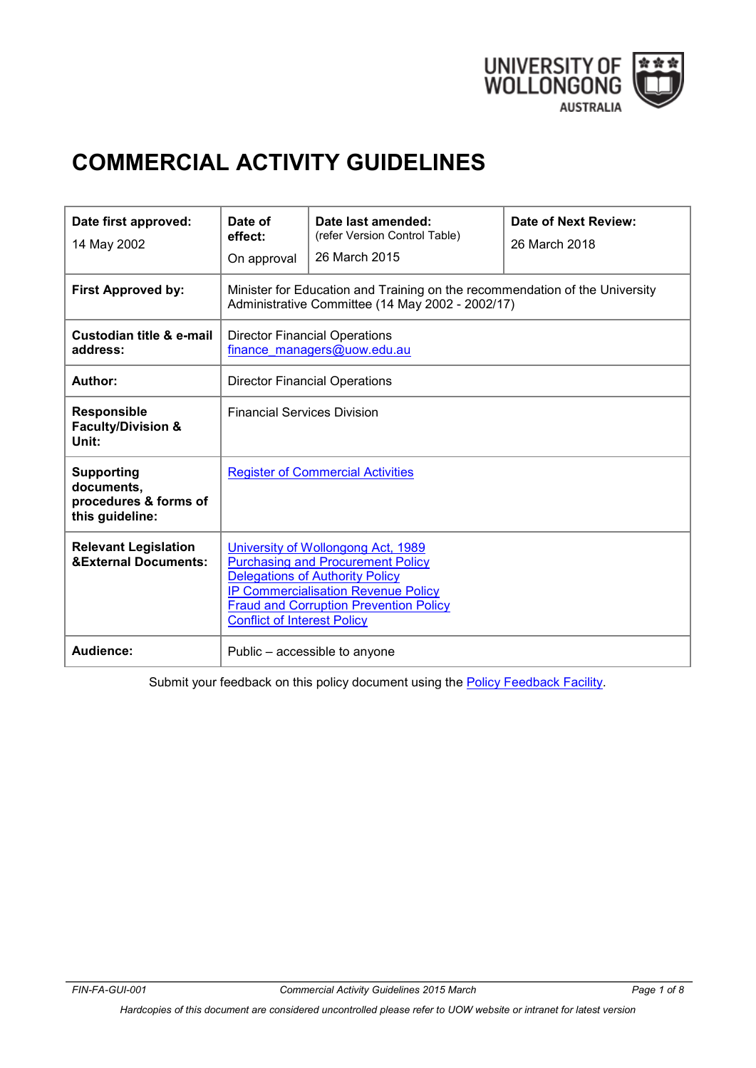# COMMERCIAL ACTIVITY GUIDELINES

| Date first approved: | Date of effect: | Date last amended: (refer Version Control Table) | Date of Next Review: |
| --- | --- | --- | --- |
| 14 May 2002 | On approval | 26 March 2015 | 26 March 2018 |
| **First Approved by:** | Minister for Education and Training on the recommendation of the University Administrative Committee (14 May 2002 - 2002/17) | | |
| **Custodian title & e-mail address:** | Director Financial Operations [finance_managers@uow.edu.au](mailto:finance_managers@uow.edu.au) | | |
| **Author:** | Director Financial Operations | | |
| **Responsible Faculty/Division & Unit:** | Financial Services Division | | |
| **Supporting documents, procedures & forms of this guideline:** | Register of Commercial Activities | | |
| **Relevant Legislation &External Documents:** | University of Wollongong Act, 1989<br>Purchasing and Procurement Policy<br>Delegations of Authority Policy<br>IP Commercialisation Revenue Policy<br>Fraud and Corruption Prevention Policy<br>Conflict of Interest Policy | | |
| **Audience:** | Public – accessible to anyone | | |

Submit your feedback on this policy document using the Policy Feedback Facility.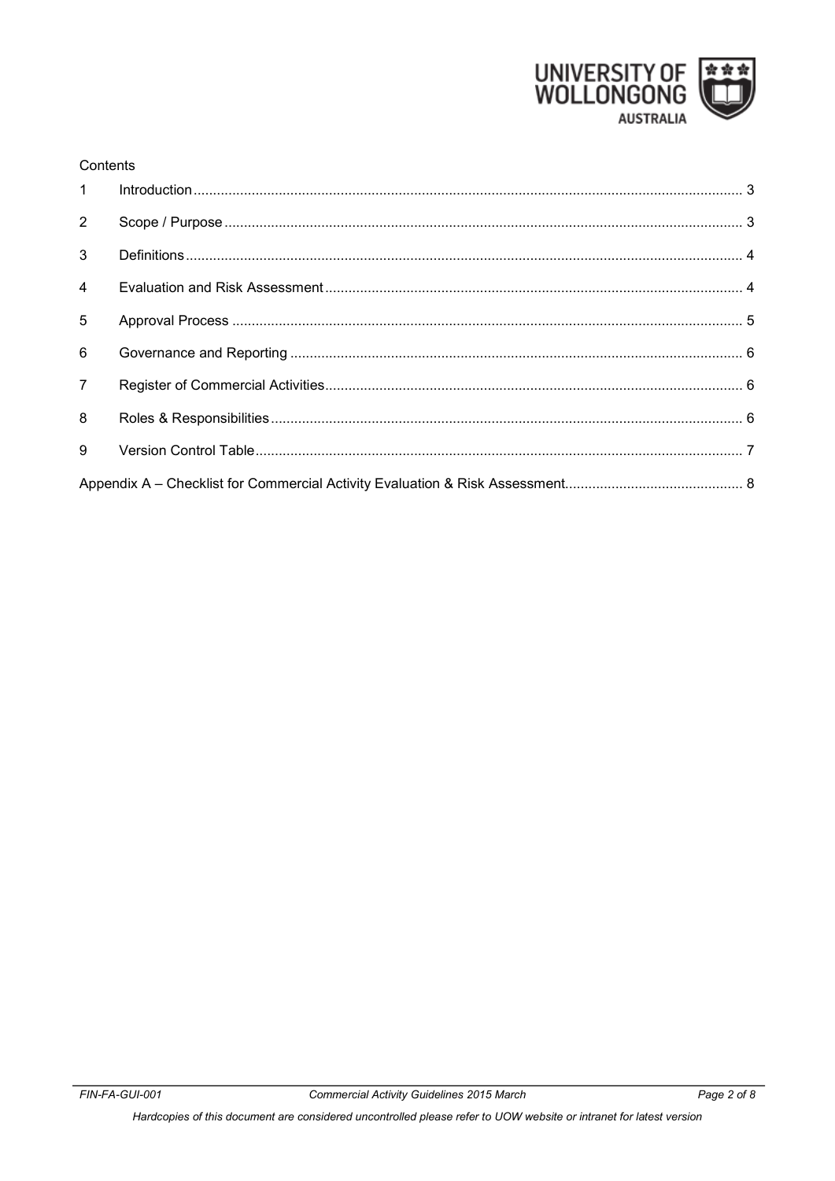Contents

| | | |
|---|---|---|
| 1 | Introduction | 3 |
| 2 | Scope / Purpose | 3 |
| 3 | Definitions | 4 |
| 4 | Evaluation and Risk Assessment | 4 |
| 5 | Approval Process | 5 |
| 6 | Governance and Reporting | 6 |
| 7 | Register of Commercial Activities | 6 |
| 8 | Roles & Responsibilities | 6 |
| 9 | Version Control Table | 7 |
| | Appendix A – Checklist for Commercial Activity Evaluation & Risk Assessment | 8 |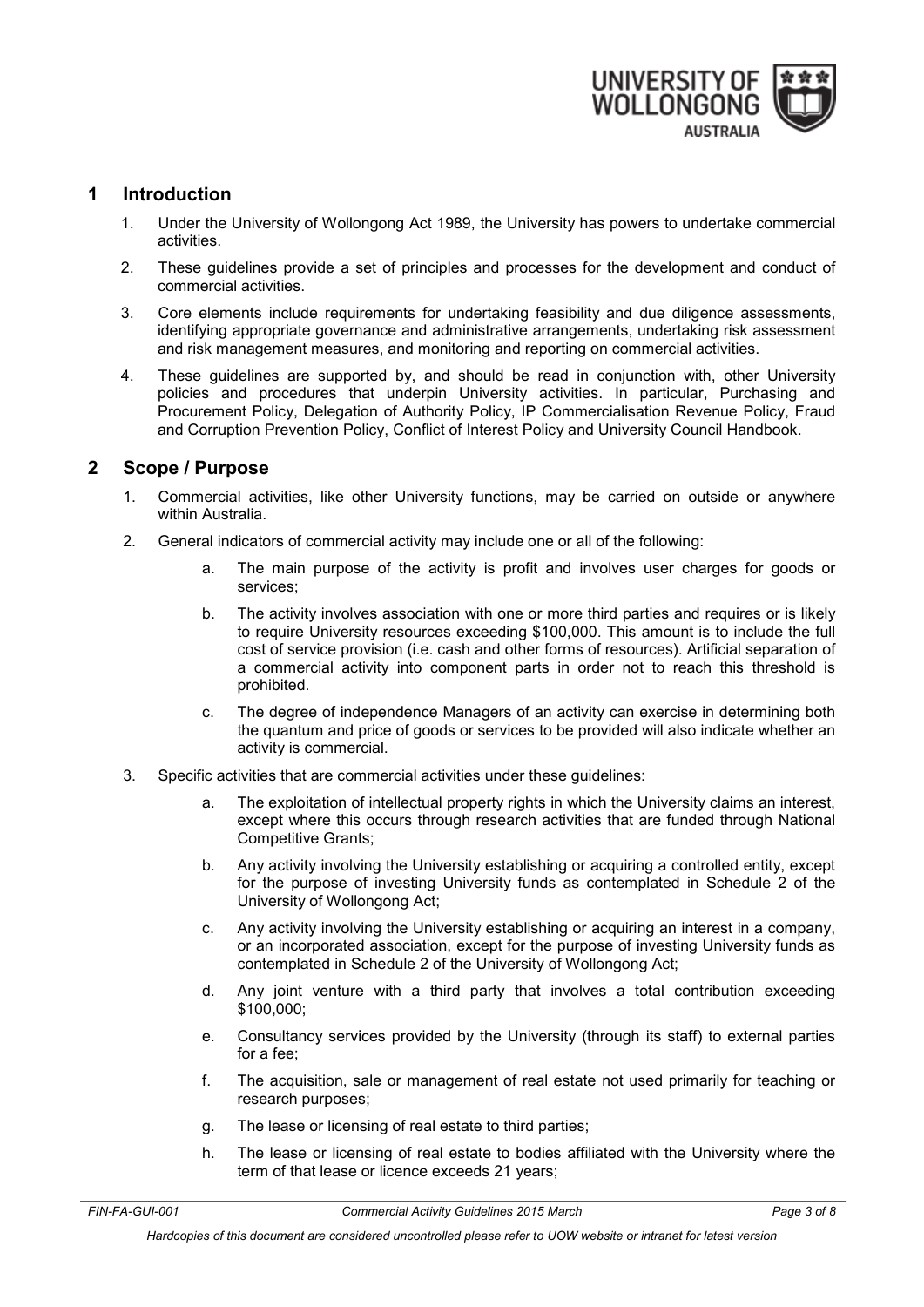## 1 Introduction

1. Under the University of Wollongong Act 1989, the University has powers to undertake commercial activities.
2. These guidelines provide a set of principles and processes for the development and conduct of commercial activities.
3. Core elements include requirements for undertaking feasibility and due diligence assessments, identifying appropriate governance and administrative arrangements, undertaking risk assessment and risk management measures, and monitoring and reporting on commercial activities.
4. These guidelines are supported by, and should be read in conjunction with, other University policies and procedures that underpin University activities. In particular, Purchasing and Procurement Policy, Delegation of Authority Policy, IP Commercialisation Revenue Policy, Fraud and Corruption Prevention Policy, Conflict of Interest Policy and University Council Handbook.

## 2 Scope / Purpose

1. Commercial activities, like other University functions, may be carried on outside or anywhere within Australia.
2. General indicators of commercial activity may include one or all of the following:
   a. The main purpose of the activity is profit and involves user charges for goods or services;
   b. The activity involves association with one or more third parties and requires or is likely to require University resources exceeding $100,000. This amount is to include the full cost of service provision (i.e. cash and other forms of resources). Artificial separation of a commercial activity into component parts in order not to reach this threshold is prohibited.
   c. The degree of independence Managers of an activity can exercise in determining both the quantum and price of goods or services to be provided will also indicate whether an activity is commercial.
3. Specific activities that are commercial activities under these guidelines:
   a. The exploitation of intellectual property rights in which the University claims an interest, except where this occurs through research activities that are funded through National Competitive Grants;
   b. Any activity involving the University establishing or acquiring a controlled entity, except for the purpose of investing University funds as contemplated in Schedule 2 of the University of Wollongong Act;
   c. Any activity involving the University establishing or acquiring an interest in a company, or an incorporated association, except for the purpose of investing University funds as contemplated in Schedule 2 of the University of Wollongong Act;
   d. Any joint venture with a third party that involves a total contribution exceeding $100,000;
   e. Consultancy services provided by the University (through its staff) to external parties for a fee;
   f. The acquisition, sale or management of real estate not used primarily for teaching or research purposes;
   g. The lease or licensing of real estate to third parties;
   h. The lease or licensing of real estate to bodies affiliated with the University where the term of that lease or licence exceeds 21 years;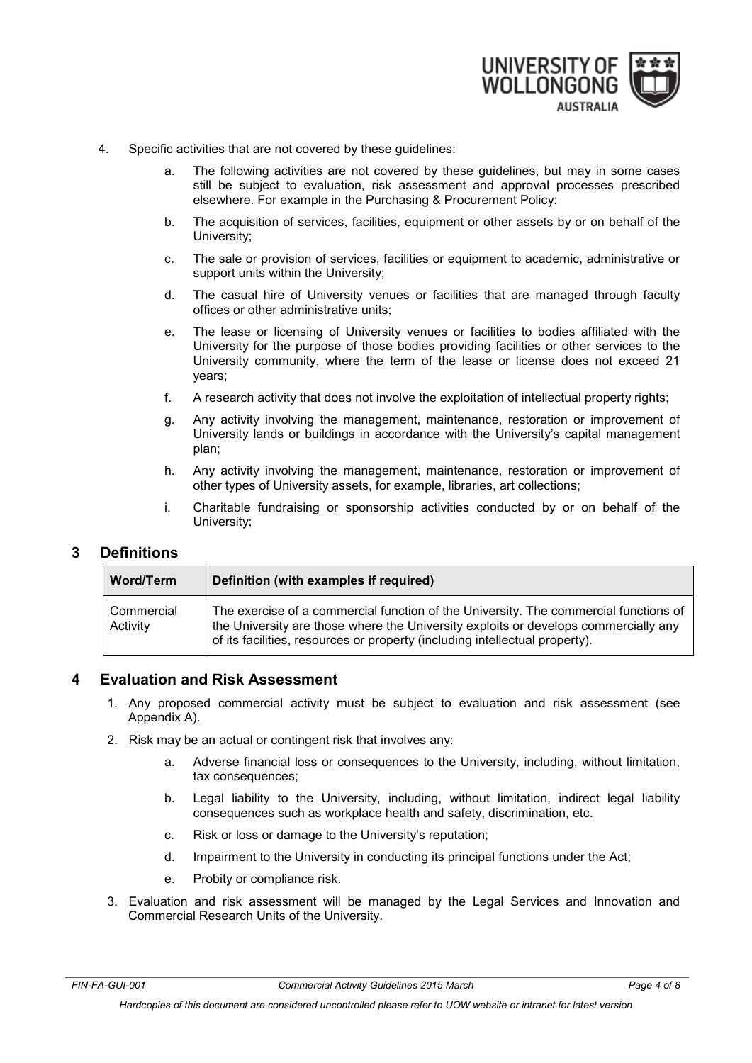4. Specific activities that are not covered by these guidelines:

   a. The following activities are not covered by these guidelines, but may in some cases still be subject to evaluation, risk assessment and approval processes prescribed elsewhere. For example in the Purchasing & Procurement Policy:

   b. The acquisition of services, facilities, equipment or other assets by or on behalf of the University;

   c. The sale or provision of services, facilities or equipment to academic, administrative or support units within the University;

   d. The casual hire of University venues or facilities that are managed through faculty offices or other administrative units;

   e. The lease or licensing of University venues or facilities to bodies affiliated with the University for the purpose of those bodies providing facilities or other services to the University community, where the term of the lease or license does not exceed 21 years;

   f. A research activity that does not involve the exploitation of intellectual property rights;

   g. Any activity involving the management, maintenance, restoration or improvement of University lands or buildings in accordance with the University's capital management plan;

   h. Any activity involving the management, maintenance, restoration or improvement of other types of University assets, for example, libraries, art collections;

   i. Charitable fundraising or sponsorship activities conducted by or on behalf of the University;

## 3 Definitions

| Word/Term | Definition (with examples if required) |
|---|---|
| Commercial Activity | The exercise of a commercial function of the University. The commercial functions of the University are those where the University exploits or develops commercially any of its facilities, resources or property (including intellectual property). |

## 4 Evaluation and Risk Assessment

1. Any proposed commercial activity must be subject to evaluation and risk assessment (see Appendix A).
2. Risk may be an actual or contingent risk that involves any:
   a. Adverse financial loss or consequences to the University, including, without limitation, tax consequences;
   b. Legal liability to the University, including, without limitation, indirect legal liability consequences such as workplace health and safety, discrimination, etc.
   c. Risk or loss or damage to the University's reputation;
   d. Impairment to the University in conducting its principal functions under the Act;
   e. Probity or compliance risk.
3. Evaluation and risk assessment will be managed by the Legal Services and Innovation and Commercial Research Units of the University.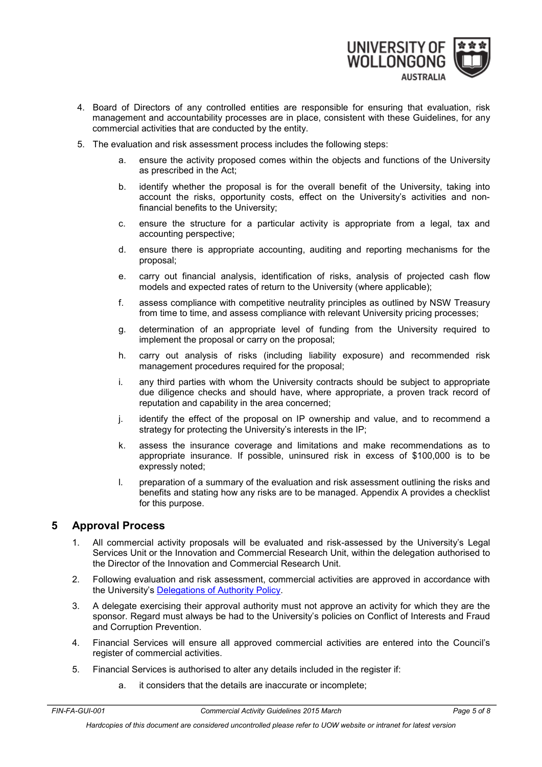4. Board of Directors of any controlled entities are responsible for ensuring that evaluation, risk management and accountability processes are in place, consistent with these Guidelines, for any commercial activities that are conducted by the entity.
5. The evaluation and risk assessment process includes the following steps:
    a. ensure the activity proposed comes within the objects and functions of the University as prescribed in the Act;
    b. identify whether the proposal is for the overall benefit of the University, taking into account the risks, opportunity costs, effect on the University's activities and non-financial benefits to the University;
    c. ensure the structure for a particular activity is appropriate from a legal, tax and accounting perspective;
    d. ensure there is appropriate accounting, auditing and reporting mechanisms for the proposal;
    e. carry out financial analysis, identification of risks, analysis of projected cash flow models and expected rates of return to the University (where applicable);
    f. assess compliance with competitive neutrality principles as outlined by NSW Treasury from time to time, and assess compliance with relevant University pricing processes;
    g. determination of an appropriate level of funding from the University required to implement the proposal or carry on the proposal;
    h. carry out analysis of risks (including liability exposure) and recommended risk management procedures required for the proposal;
    i. any third parties with whom the University contracts should be subject to appropriate due diligence checks and should have, where appropriate, a proven track record of reputation and capability in the area concerned;
    j. identify the effect of the proposal on IP ownership and value, and to recommend a strategy for protecting the University's interests in the IP;
    k. assess the insurance coverage and limitations and make recommendations as to appropriate insurance. If possible, uninsured risk in excess of $100,000 is to be expressly noted;
    l. preparation of a summary of the evaluation and risk assessment outlining the risks and benefits and stating how any risks are to be managed. Appendix A provides a checklist for this purpose.

## 5 Approval Process

1. All commercial activity proposals will be evaluated and risk-assessed by the University's Legal Services Unit or the Innovation and Commercial Research Unit, within the delegation authorised to the Director of the Innovation and Commercial Research Unit.
2. Following evaluation and risk assessment, commercial activities are approved in accordance with the University's Delegations of Authority Policy.
3. A delegate exercising their approval authority must not approve an activity for which they are the sponsor. Regard must always be had to the University's policies on Conflict of Interests and Fraud and Corruption Prevention.
4. Financial Services will ensure all approved commercial activities are entered into the Council's register of commercial activities.
5. Financial Services is authorised to alter any details included in the register if:
    a. it considers that the details are inaccurate or incomplete;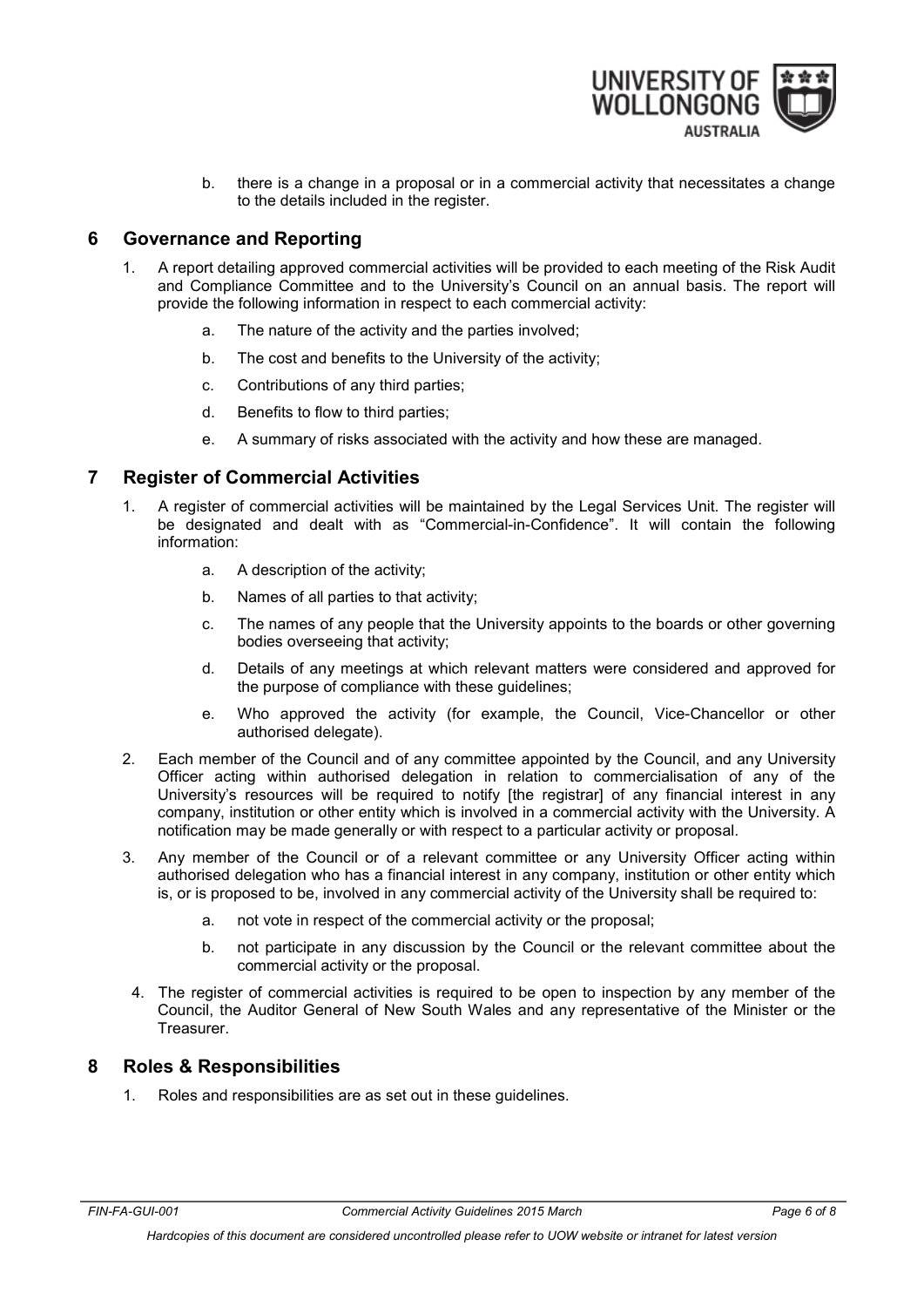b. there is a change in a proposal or in a commercial activity that necessitates a change to the details included in the register.

## 6 Governance and Reporting

1. A report detailing approved commercial activities will be provided to each meeting of the Risk Audit and Compliance Committee and to the University's Council on an annual basis. The report will provide the following information in respect to each commercial activity:
   a. The nature of the activity and the parties involved;
   b. The cost and benefits to the University of the activity;
   c. Contributions of any third parties;
   d. Benefits to flow to third parties;
   e. A summary of risks associated with the activity and how these are managed.

## 7 Register of Commercial Activities

1. A register of commercial activities will be maintained by the Legal Services Unit. The register will be designated and dealt with as "Commercial-in-Confidence". It will contain the following information:
   a. A description of the activity;
   b. Names of all parties to that activity;
   c. The names of any people that the University appoints to the boards or other governing bodies overseeing that activity;
   d. Details of any meetings at which relevant matters were considered and approved for the purpose of compliance with these guidelines;
   e. Who approved the activity (for example, the Council, Vice-Chancellor or other authorised delegate).
2. Each member of the Council and of any committee appointed by the Council, and any University Officer acting within authorised delegation in relation to commercialisation of any of the University's resources will be required to notify [the registrar] of any financial interest in any company, institution or other entity which is involved in a commercial activity with the University. A notification may be made generally or with respect to a particular activity or proposal.
3. Any member of the Council or of a relevant committee or any University Officer acting within authorised delegation who has a financial interest in any company, institution or other entity which is, or is proposed to be, involved in any commercial activity of the University shall be required to:
   a. not vote in respect of the commercial activity or the proposal;
   b. not participate in any discussion by the Council or the relevant committee about the commercial activity or the proposal.
4. The register of commercial activities is required to be open to inspection by any member of the Council, the Auditor General of New South Wales and any representative of the Minister or the Treasurer.

## 8 Roles & Responsibilities

1. Roles and responsibilities are as set out in these guidelines.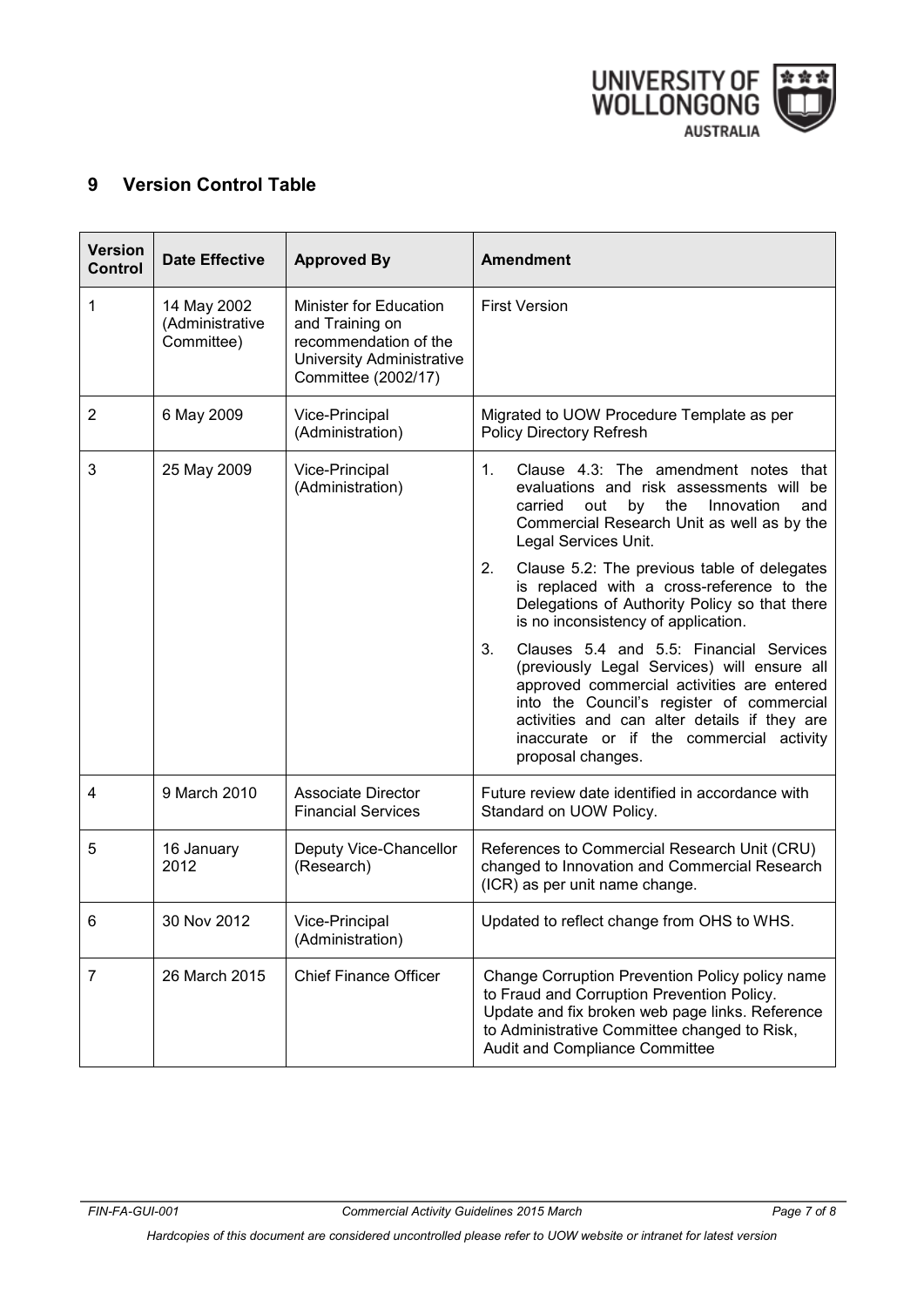## 9 Version Control Table

| Version Control | Date Effective | Approved By | Amendment |
|---|---|---|---|
| 1 | 14 May 2002 (Administrative Committee) | Minister for Education and Training on recommendation of the University Administrative Committee (2002/17) | First Version |
| 2 | 6 May 2009 | Vice-Principal (Administration) | Migrated to UOW Procedure Template as per Policy Directory Refresh |
| 3 | 25 May 2009 | Vice-Principal (Administration) | 1. Clause 4.3: The amendment notes that evaluations and risk assessments will be carried out by the Innovation and Commercial Research Unit as well as by the Legal Services Unit.<br>2. Clause 5.2: The previous table of delegates is replaced with a cross-reference to the Delegations of Authority Policy so that there is no inconsistency of application.<br>3. Clauses 5.4 and 5.5: Financial Services (previously Legal Services) will ensure all approved commercial activities are entered into the Council's register of commercial activities and can alter details if they are inaccurate or if the commercial activity proposal changes. |
| 4 | 9 March 2010 | Associate Director Financial Services | Future review date identified in accordance with Standard on UOW Policy. |
| 5 | 16 January 2012 | Deputy Vice-Chancellor (Research) | References to Commercial Research Unit (CRU) changed to Innovation and Commercial Research (ICR) as per unit name change. |
| 6 | 30 Nov 2012 | Vice-Principal (Administration) | Updated to reflect change from OHS to WHS. |
| 7 | 26 March 2015 | Chief Finance Officer | Change Corruption Prevention Policy policy name to Fraud and Corruption Prevention Policy. Update and fix broken web page links. Reference to Administrative Committee changed to Risk, Audit and Compliance Committee |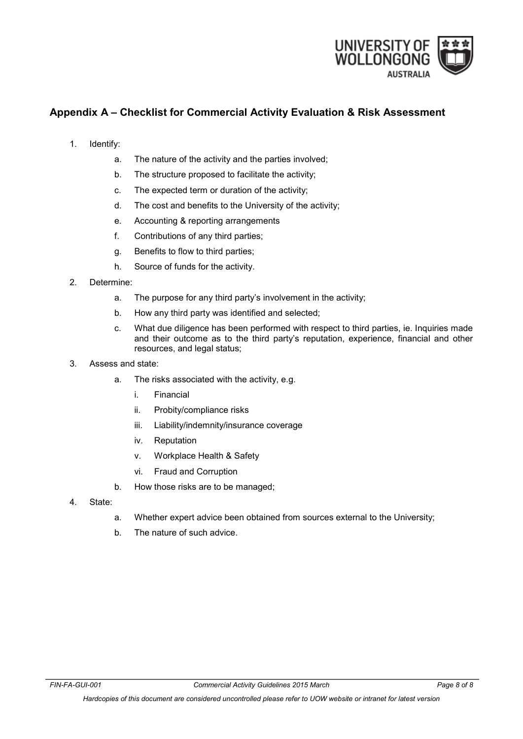## Appendix A – Checklist for Commercial Activity Evaluation & Risk Assessment

1. Identify:
    a. The nature of the activity and the parties involved;
    b. The structure proposed to facilitate the activity;
    c. The expected term or duration of the activity;
    d. The cost and benefits to the University of the activity;
    e. Accounting & reporting arrangements
    f. Contributions of any third parties;
    g. Benefits to flow to third parties;
    h. Source of funds for the activity.
2. Determine:
    a. The purpose for any third party's involvement in the activity;
    b. How any third party was identified and selected;
    c. What due diligence has been performed with respect to third parties, ie. Inquiries made and their outcome as to the third party's reputation, experience, financial and other resources, and legal status;
3. Assess and state:
    a. The risks associated with the activity, e.g.
        i. Financial
        ii. Probity/compliance risks
        iii. Liability/indemnity/insurance coverage
        iv. Reputation
        v. Workplace Health & Safety
        vi. Fraud and Corruption
    b. How those risks are to be managed;
4. State:
    a. Whether expert advice been obtained from sources external to the University;
    b. The nature of such advice.